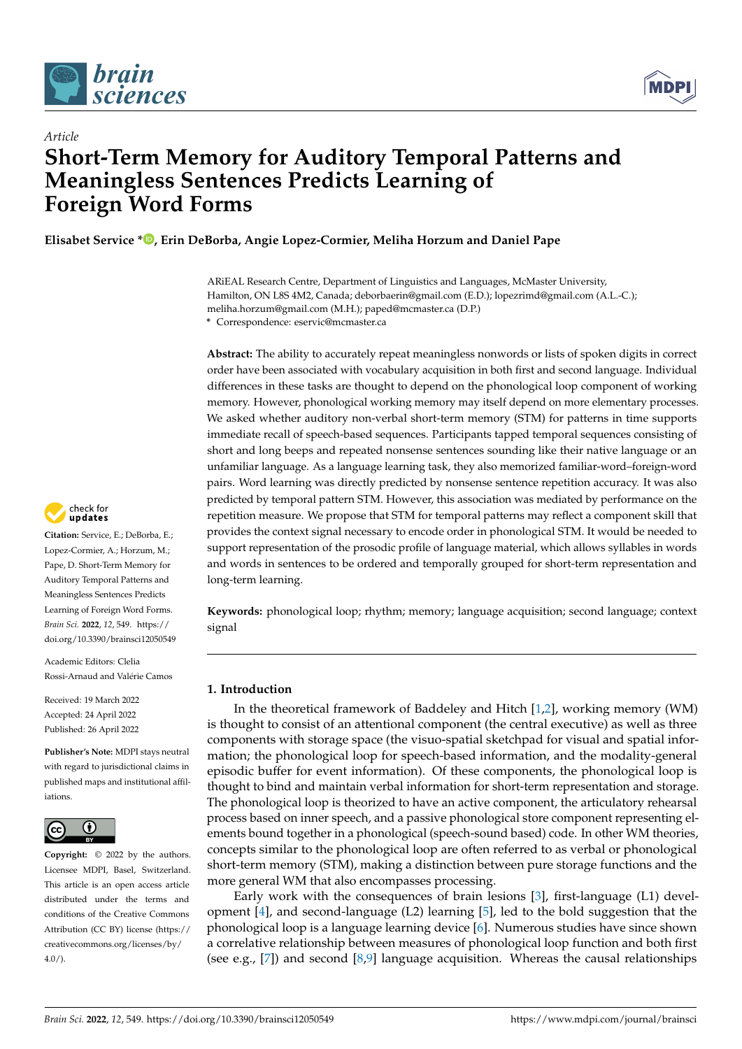*Article*

# Short-Term Memory for Auditory Temporal Patterns and Meaningless Sentences Predicts Learning of Foreign Word Forms

**Elisabet Service \*, Erin DeBorba, Angie Lopez-Cormier, Meliha Horzum and Daniel Pape**

ARiEAL Research Centre, Department of Linguistics and Languages, McMaster University, Hamilton, ON L8S 4M2, Canada; deborbaerin@gmail.com (E.D.); lopezrimd@gmail.com (A.L.-C.); meliha.horzum@gmail.com (M.H.); paped@mcmaster.ca (D.P.)
\* Correspondence: eservic@mcmaster.ca

**Abstract:** The ability to accurately repeat meaningless nonwords or lists of spoken digits in correct order have been associated with vocabulary acquisition in both first and second language. Individual differences in these tasks are thought to depend on the phonological loop component of working memory. However, phonological working memory may itself depend on more elementary processes. We asked whether auditory non-verbal short-term memory (STM) for patterns in time supports immediate recall of speech-based sequences. Participants tapped temporal sequences consisting of short and long beeps and repeated nonsense sentences sounding like their native language or an unfamiliar language. As a language learning task, they also memorized familiar-word–foreign-word pairs. Word learning was directly predicted by nonsense sentence repetition accuracy. It was also predicted by temporal pattern STM. However, this association was mediated by performance on the repetition measure. We propose that STM for temporal patterns may reflect a component skill that provides the context signal necessary to encode order in phonological STM. It would be needed to support representation of the prosodic profile of language material, which allows syllables in words and words in sentences to be ordered and temporally grouped for short-term representation and long-term learning.

**Keywords:** phonological loop; rhythm; memory; language acquisition; second language; context signal

**Citation:** Service, E.; DeBorba, E.; Lopez-Cormier, A.; Horzum, M.; Pape, D. Short-Term Memory for Auditory Temporal Patterns and Meaningless Sentences Predicts Learning of Foreign Word Forms. *Brain Sci.* **2022**, *12*, 549. https://doi.org/10.3390/brainsci12050549

Academic Editors: Clelia Rossi-Arnaud and Valérie Camos

Received: 19 March 2022
Accepted: 24 April 2022
Published: 26 April 2022

**Publisher's Note:** MDPI stays neutral with regard to jurisdictional claims in published maps and institutional affiliations.

**Copyright:** © 2022 by the authors. Licensee MDPI, Basel, Switzerland. This article is an open access article distributed under the terms and conditions of the Creative Commons Attribution (CC BY) license (https://creativecommons.org/licenses/by/4.0/).

## 1. Introduction

In the theoretical framework of Baddeley and Hitch [1,2], working memory (WM) is thought to consist of an attentional component (the central executive) as well as three components with storage space (the visuo-spatial sketchpad for visual and spatial information; the phonological loop for speech-based information, and the modality-general episodic buffer for event information). Of these components, the phonological loop is thought to bind and maintain verbal information for short-term representation and storage. The phonological loop is theorized to have an active component, the articulatory rehearsal process based on inner speech, and a passive phonological store component representing elements bound together in a phonological (speech-sound based) code. In other WM theories, concepts similar to the phonological loop are often referred to as verbal or phonological short-term memory (STM), making a distinction between pure storage functions and the more general WM that also encompasses processing.

Early work with the consequences of brain lesions [3], first-language (L1) development [4], and second-language (L2) learning [5], led to the bold suggestion that the phonological loop is a language learning device [6]. Numerous studies have since shown a correlative relationship between measures of phonological loop function and both first (see e.g., [7]) and second [8,9] language acquisition. Whereas the causal relationships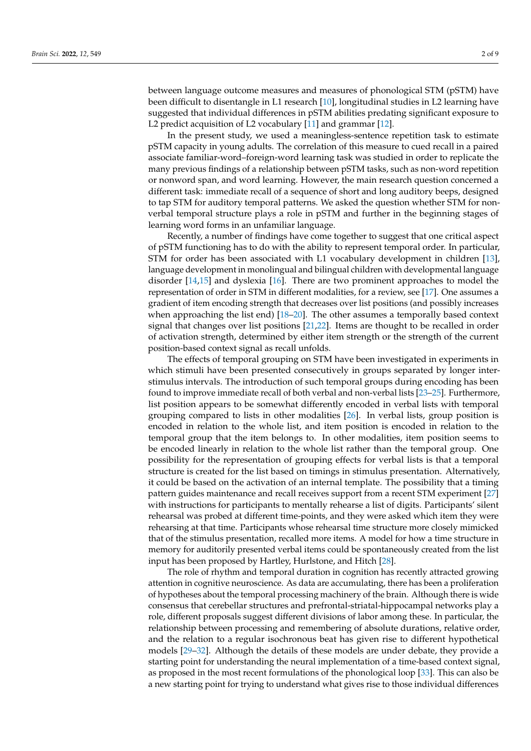between language outcome measures and measures of phonological STM (pSTM) have been difficult to disentangle in L1 research [10], longitudinal studies in L2 learning have suggested that individual differences in pSTM abilities predating significant exposure to L2 predict acquisition of L2 vocabulary [11] and grammar [12].

In the present study, we used a meaningless-sentence repetition task to estimate pSTM capacity in young adults. The correlation of this measure to cued recall in a paired associate familiar-word–foreign-word learning task was studied in order to replicate the many previous findings of a relationship between pSTM tasks, such as non-word repetition or nonword span, and word learning. However, the main research question concerned a different task: immediate recall of a sequence of short and long auditory beeps, designed to tap STM for auditory temporal patterns. We asked the question whether STM for non-verbal temporal structure plays a role in pSTM and further in the beginning stages of learning word forms in an unfamiliar language.

Recently, a number of findings have come together to suggest that one critical aspect of pSTM functioning has to do with the ability to represent temporal order. In particular, STM for order has been associated with L1 vocabulary development in children [13], language development in monolingual and bilingual children with developmental language disorder [14,15] and dyslexia [16]. There are two prominent approaches to model the representation of order in STM in different modalities, for a review, see [17]. One assumes a gradient of item encoding strength that decreases over list positions (and possibly increases when approaching the list end) [18–20]. The other assumes a temporally based context signal that changes over list positions [21,22]. Items are thought to be recalled in order of activation strength, determined by either item strength or the strength of the current position-based context signal as recall unfolds.

The effects of temporal grouping on STM have been investigated in experiments in which stimuli have been presented consecutively in groups separated by longer inter-stimulus intervals. The introduction of such temporal groups during encoding has been found to improve immediate recall of both verbal and non-verbal lists [23–25]. Furthermore, list position appears to be somewhat differently encoded in verbal lists with temporal grouping compared to lists in other modalities [26]. In verbal lists, group position is encoded in relation to the whole list, and item position is encoded in relation to the temporal group that the item belongs to. In other modalities, item position seems to be encoded linearly in relation to the whole list rather than the temporal group. One possibility for the representation of grouping effects for verbal lists is that a temporal structure is created for the list based on timings in stimulus presentation. Alternatively, it could be based on the activation of an internal template. The possibility that a timing pattern guides maintenance and recall receives support from a recent STM experiment [27] with instructions for participants to mentally rehearse a list of digits. Participants' silent rehearsal was probed at different time-points, and they were asked which item they were rehearsing at that time. Participants whose rehearsal time structure more closely mimicked that of the stimulus presentation, recalled more items. A model for how a time structure in memory for auditorily presented verbal items could be spontaneously created from the list input has been proposed by Hartley, Hurlstone, and Hitch [28].

The role of rhythm and temporal duration in cognition has recently attracted growing attention in cognitive neuroscience. As data are accumulating, there has been a proliferation of hypotheses about the temporal processing machinery of the brain. Although there is wide consensus that cerebellar structures and prefrontal-striatal-hippocampal networks play a role, different proposals suggest different divisions of labor among these. In particular, the relationship between processing and remembering of absolute durations, relative order, and the relation to a regular isochronous beat has given rise to different hypothetical models [29–32]. Although the details of these models are under debate, they provide a starting point for understanding the neural implementation of a time-based context signal, as proposed in the most recent formulations of the phonological loop [33]. This can also be a new starting point for trying to understand what gives rise to those individual differences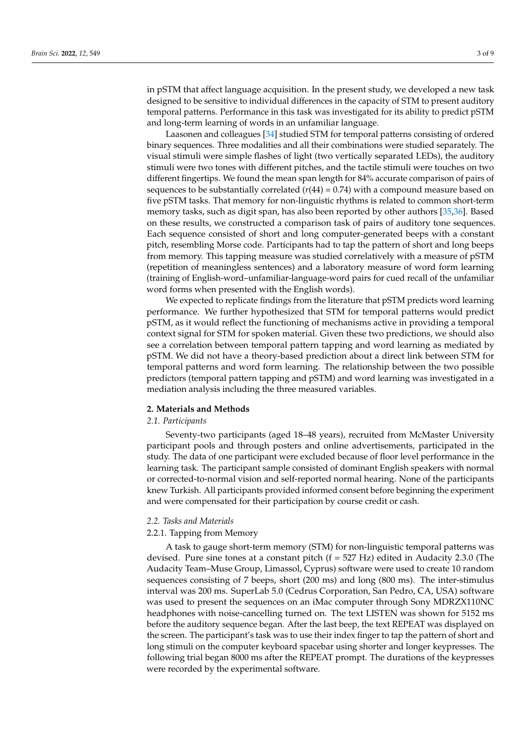in pSTM that affect language acquisition. In the present study, we developed a new task designed to be sensitive to individual differences in the capacity of STM to present auditory temporal patterns. Performance in this task was investigated for its ability to predict pSTM and long-term learning of words in an unfamiliar language.

Laasonen and colleagues [34] studied STM for temporal patterns consisting of ordered binary sequences. Three modalities and all their combinations were studied separately. The visual stimuli were simple flashes of light (two vertically separated LEDs), the auditory stimuli were two tones with different pitches, and the tactile stimuli were touches on two different fingertips. We found the mean span length for 84% accurate comparison of pairs of sequences to be substantially correlated ($r(44) = 0.74$) with a compound measure based on five pSTM tasks. That memory for non-linguistic rhythms is related to common short-term memory tasks, such as digit span, has also been reported by other authors [35,36]. Based on these results, we constructed a comparison task of pairs of auditory tone sequences. Each sequence consisted of short and long computer-generated beeps with a constant pitch, resembling Morse code. Participants had to tap the pattern of short and long beeps from memory. This tapping measure was studied correlatively with a measure of pSTM (repetition of meaningless sentences) and a laboratory measure of word form learning (training of English-word–unfamiliar-language-word pairs for cued recall of the unfamiliar word forms when presented with the English words).

We expected to replicate findings from the literature that pSTM predicts word learning performance. We further hypothesized that STM for temporal patterns would predict pSTM, as it would reflect the functioning of mechanisms active in providing a temporal context signal for STM for spoken material. Given these two predictions, we should also see a correlation between temporal pattern tapping and word learning as mediated by pSTM. We did not have a theory-based prediction about a direct link between STM for temporal patterns and word form learning. The relationship between the two possible predictors (temporal pattern tapping and pSTM) and word learning was investigated in a mediation analysis including the three measured variables.

## 2. Materials and Methods

### 2.1. Participants

Seventy-two participants (aged 18–48 years), recruited from McMaster University participant pools and through posters and online advertisements, participated in the study. The data of one participant were excluded because of floor level performance in the learning task. The participant sample consisted of dominant English speakers with normal or corrected-to-normal vision and self-reported normal hearing. None of the participants knew Turkish. All participants provided informed consent before beginning the experiment and were compensated for their participation by course credit or cash.

### 2.2. Tasks and Materials

#### 2.2.1. Tapping from Memory

A task to gauge short-term memory (STM) for non-linguistic temporal patterns was devised. Pure sine tones at a constant pitch ($f = 527$ Hz) edited in Audacity 2.3.0 (The Audacity Team–Muse Group, Limassol, Cyprus) software were used to create 10 random sequences consisting of 7 beeps, short (200 ms) and long (800 ms). The inter-stimulus interval was 200 ms. SuperLab 5.0 (Cedrus Corporation, San Pedro, CA, USA) software was used to present the sequences on an iMac computer through Sony MDRZX110NC headphones with noise-cancelling turned on. The text LISTEN was shown for 5152 ms before the auditory sequence began. After the last beep, the text REPEAT was displayed on the screen. The participant's task was to use their index finger to tap the pattern of short and long stimuli on the computer keyboard spacebar using shorter and longer keypresses. The following trial began 8000 ms after the REPEAT prompt. The durations of the keypresses were recorded by the experimental software.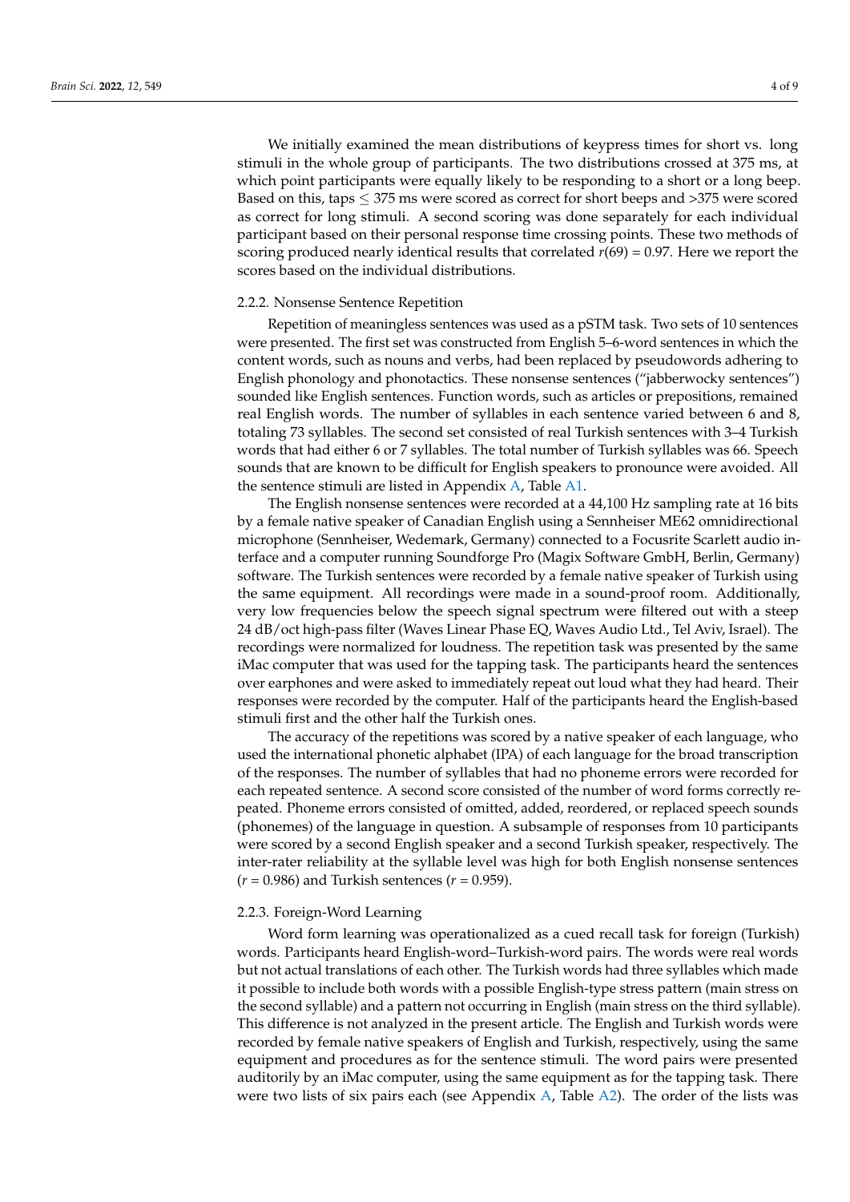We initially examined the mean distributions of keypress times for short vs. long stimuli in the whole group of participants. The two distributions crossed at 375 ms, at which point participants were equally likely to be responding to a short or a long beep. Based on this, taps $\leq$ 375 ms were scored as correct for short beeps and >375 were scored as correct for long stimuli. A second scoring was done separately for each individual participant based on their personal response time crossing points. These two methods of scoring produced nearly identical results that correlated $r(69) = 0.97$. Here we report the scores based on the individual distributions.

#### 2.2.2. Nonsense Sentence Repetition

Repetition of meaningless sentences was used as a pSTM task. Two sets of 10 sentences were presented. The first set was constructed from English 5–6-word sentences in which the content words, such as nouns and verbs, had been replaced by pseudowords adhering to English phonology and phonotactics. These nonsense sentences ("jabberwocky sentences") sounded like English sentences. Function words, such as articles or prepositions, remained real English words. The number of syllables in each sentence varied between 6 and 8, totaling 73 syllables. The second set consisted of real Turkish sentences with 3–4 Turkish words that had either 6 or 7 syllables. The total number of Turkish syllables was 66. Speech sounds that are known to be difficult for English speakers to pronounce were avoided. All the sentence stimuli are listed in Appendix A, Table A1.

The English nonsense sentences were recorded at a 44,100 Hz sampling rate at 16 bits by a female native speaker of Canadian English using a Sennheiser ME62 omnidirectional microphone (Sennheiser, Wedemark, Germany) connected to a Focusrite Scarlett audio interface and a computer running Soundforge Pro (Magix Software GmbH, Berlin, Germany) software. The Turkish sentences were recorded by a female native speaker of Turkish using the same equipment. All recordings were made in a sound-proof room. Additionally, very low frequencies below the speech signal spectrum were filtered out with a steep 24 dB/oct high-pass filter (Waves Linear Phase EQ, Waves Audio Ltd., Tel Aviv, Israel). The recordings were normalized for loudness. The repetition task was presented by the same iMac computer that was used for the tapping task. The participants heard the sentences over earphones and were asked to immediately repeat out loud what they had heard. Their responses were recorded by the computer. Half of the participants heard the English-based stimuli first and the other half the Turkish ones.

The accuracy of the repetitions was scored by a native speaker of each language, who used the international phonetic alphabet (IPA) of each language for the broad transcription of the responses. The number of syllables that had no phoneme errors were recorded for each repeated sentence. A second score consisted of the number of word forms correctly repeated. Phoneme errors consisted of omitted, added, reordered, or replaced speech sounds (phonemes) of the language in question. A subsample of responses from 10 participants were scored by a second English speaker and a second Turkish speaker, respectively. The inter-rater reliability at the syllable level was high for both English nonsense sentences ($r = 0.986$) and Turkish sentences ($r = 0.959$).

#### 2.2.3. Foreign-Word Learning

Word form learning was operationalized as a cued recall task for foreign (Turkish) words. Participants heard English-word–Turkish-word pairs. The words were real words but not actual translations of each other. The Turkish words had three syllables which made it possible to include both words with a possible English-type stress pattern (main stress on the second syllable) and a pattern not occurring in English (main stress on the third syllable). This difference is not analyzed in the present article. The English and Turkish words were recorded by female native speakers of English and Turkish, respectively, using the same equipment and procedures as for the sentence stimuli. The word pairs were presented auditorily by an iMac computer, using the same equipment as for the tapping task. There were two lists of six pairs each (see Appendix A, Table A2). The order of the lists was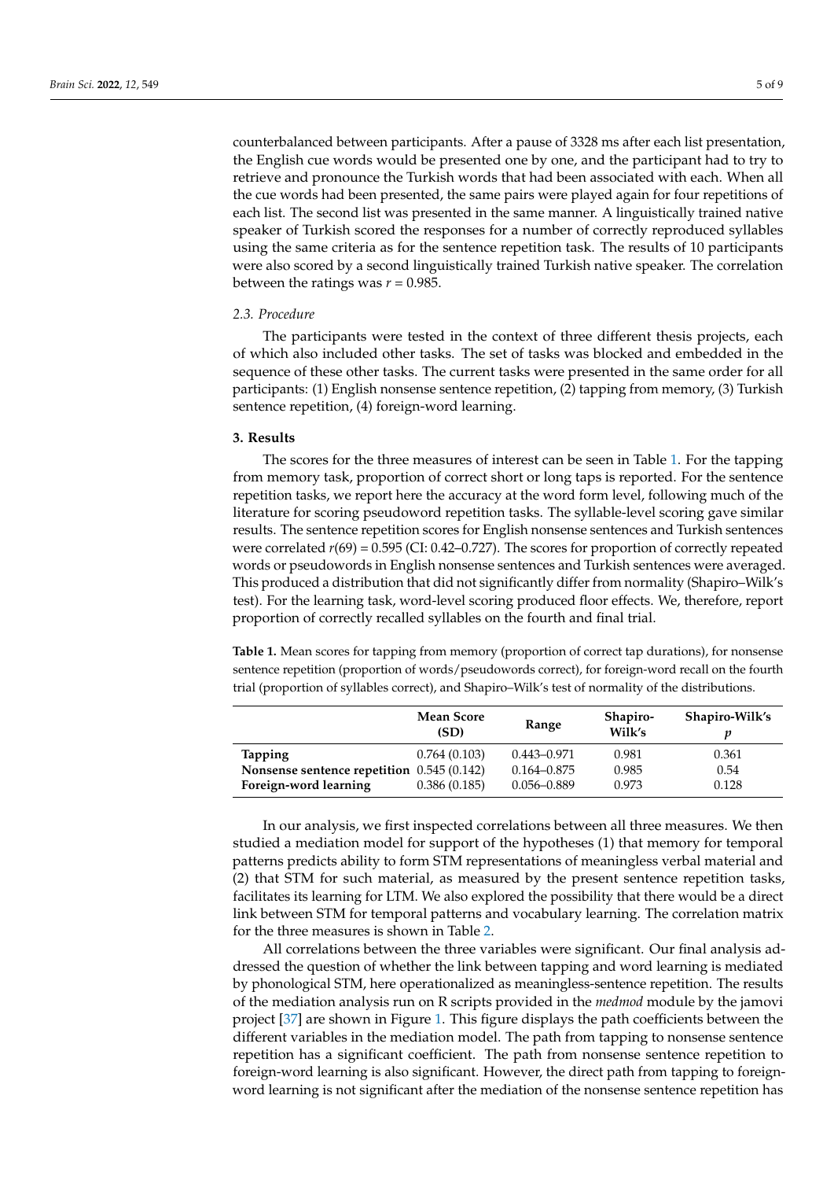counterbalanced between participants. After a pause of 3328 ms after each list presentation, the English cue words would be presented one by one, and the participant had to try to retrieve and pronounce the Turkish words that had been associated with each. When all the cue words had been presented, the same pairs were played again for four repetitions of each list. The second list was presented in the same manner. A linguistically trained native speaker of Turkish scored the responses for a number of correctly reproduced syllables using the same criteria as for the sentence repetition task. The results of 10 participants were also scored by a second linguistically trained Turkish native speaker. The correlation between the ratings was $r = 0.985$.

### *2.3. Procedure*

The participants were tested in the context of three different thesis projects, each of which also included other tasks. The set of tasks was blocked and embedded in the sequence of these other tasks. The current tasks were presented in the same order for all participants: (1) English nonsense sentence repetition, (2) tapping from memory, (3) Turkish sentence repetition, (4) foreign-word learning.

## **3. Results**

The scores for the three measures of interest can be seen in Table 1. For the tapping from memory task, proportion of correct short or long taps is reported. For the sentence repetition tasks, we report here the accuracy at the word form level, following much of the literature for scoring pseudoword repetition tasks. The syllable-level scoring gave similar results. The sentence repetition scores for English nonsense sentences and Turkish sentences were correlated $r(69) = 0.595$ (CI: 0.42–0.727). The scores for proportion of correctly repeated words or pseudowords in English nonsense sentences and Turkish sentences were averaged. This produced a distribution that did not significantly differ from normality (Shapiro–Wilk's test). For the learning task, word-level scoring produced floor effects. We, therefore, report proportion of correctly recalled syllables on the fourth and final trial.

**Table 1.** Mean scores for tapping from memory (proportion of correct tap durations), for nonsense sentence repetition (proportion of words/pseudowords correct), for foreign-word recall on the fourth trial (proportion of syllables correct), and Shapiro–Wilk's test of normality of the distributions.

| | Mean Score (SD) | Range | Shapiro-Wilk's | Shapiro-Wilk's *p* |
|---|---|---|---|---|
| **Tapping** | 0.764 (0.103) | 0.443–0.971 | 0.981 | 0.361 |
| **Nonsense sentence repetition** | 0.545 (0.142) | 0.164–0.875 | 0.985 | 0.54 |
| **Foreign-word learning** | 0.386 (0.185) | 0.056–0.889 | 0.973 | 0.128 |

In our analysis, we first inspected correlations between all three measures. We then studied a mediation model for support of the hypotheses (1) that memory for temporal patterns predicts ability to form STM representations of meaningless verbal material and (2) that STM for such material, as measured by the present sentence repetition tasks, facilitates its learning for LTM. We also explored the possibility that there would be a direct link between STM for temporal patterns and vocabulary learning. The correlation matrix for the three measures is shown in Table 2.

All correlations between the three variables were significant. Our final analysis addressed the question of whether the link between tapping and word learning is mediated by phonological STM, here operationalized as meaningless-sentence repetition. The results of the mediation analysis run on R scripts provided in the *medmod* module by the jamovi project [37] are shown in Figure 1. This figure displays the path coefficients between the different variables in the mediation model. The path from tapping to nonsense sentence repetition has a significant coefficient. The path from nonsense sentence repetition to foreign-word learning is also significant. However, the direct path from tapping to foreign-word learning is not significant after the mediation of the nonsense sentence repetition has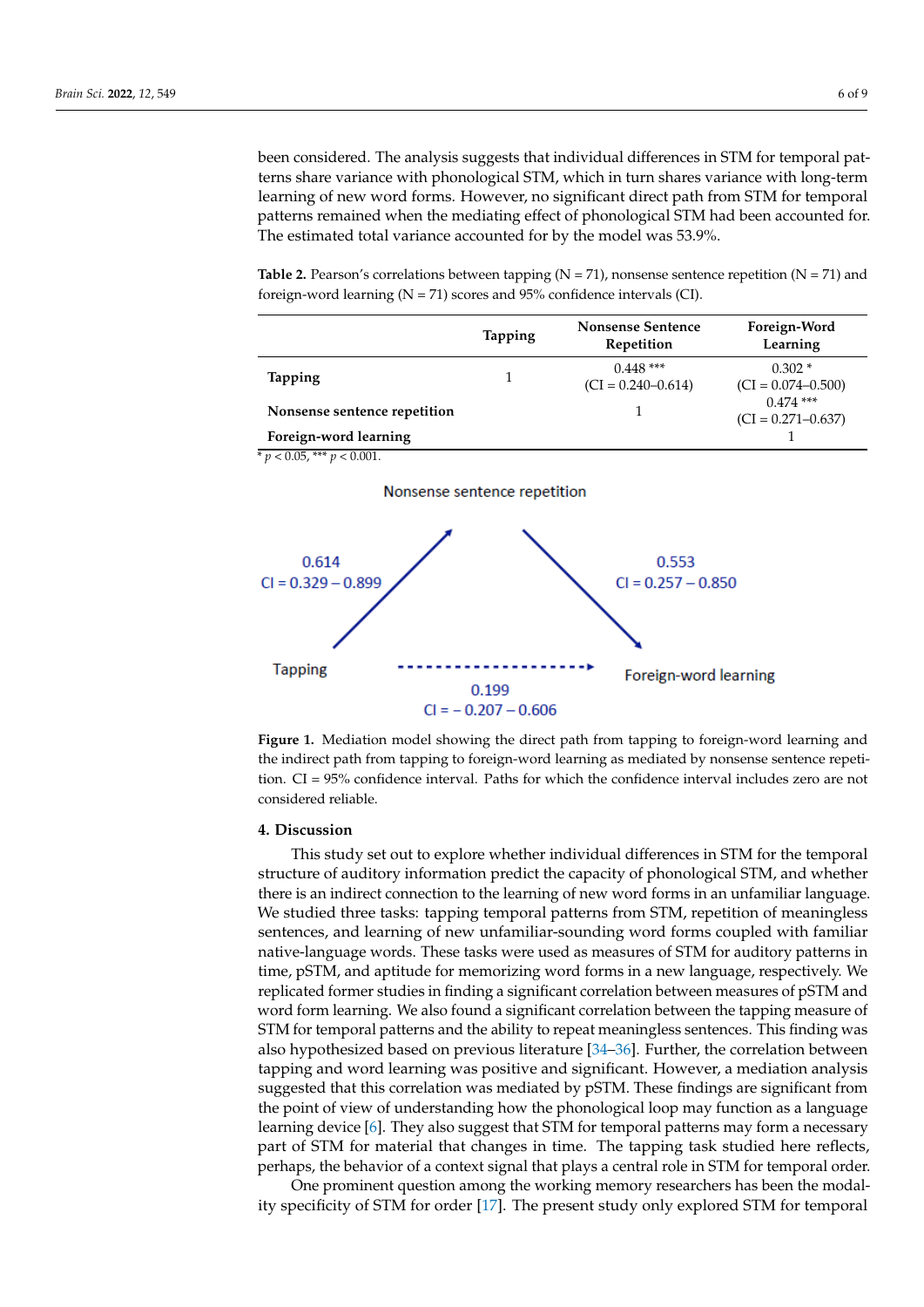been considered. The analysis suggests that individual differences in STM for temporal patterns share variance with phonological STM, which in turn shares variance with long-term learning of new word forms. However, no significant direct path from STM for temporal patterns remained when the mediating effect of phonological STM had been accounted for. The estimated total variance accounted for by the model was 53.9%.

**Table 2.** Pearson's correlations between tapping (N = 71), nonsense sentence repetition (N = 71) and foreign-word learning (N = 71) scores and 95% confidence intervals (CI).

| | Tapping | Nonsense Sentence Repetition | Foreign-Word Learning |
|---|---|---|---|
| **Tapping** | 1 | 0.448 *** (CI = 0.240–0.614) | 0.302 * (CI = 0.074–0.500) |
| **Nonsense sentence repetition** | | 1 | 0.474 *** (CI = 0.271–0.637) |
| **Foreign-word learning** | | | 1 |

* $p < 0.05$, *** $p < 0.001$.

**Figure 1.** Mediation model showing the direct path from tapping to foreign-word learning and the indirect path from tapping to foreign-word learning as mediated by nonsense sentence repetition. CI = 95% confidence interval. Paths for which the confidence interval includes zero are not considered reliable.

## 4. Discussion

This study set out to explore whether individual differences in STM for the temporal structure of auditory information predict the capacity of phonological STM, and whether there is an indirect connection to the learning of new word forms in an unfamiliar language. We studied three tasks: tapping temporal patterns from STM, repetition of meaningless sentences, and learning of new unfamiliar-sounding word forms coupled with familiar native-language words. These tasks were used as measures of STM for auditory patterns in time, pSTM, and aptitude for memorizing word forms in a new language, respectively. We replicated former studies in finding a significant correlation between measures of pSTM and word form learning. We also found a significant correlation between the tapping measure of STM for temporal patterns and the ability to repeat meaningless sentences. This finding was also hypothesized based on previous literature [34–36]. Further, the correlation between tapping and word learning was positive and significant. However, a mediation analysis suggested that this correlation was mediated by pSTM. These findings are significant from the point of view of understanding how the phonological loop may function as a language learning device [6]. They also suggest that STM for temporal patterns may form a necessary part of STM for material that changes in time. The tapping task studied here reflects, perhaps, the behavior of a context signal that plays a central role in STM for temporal order.

One prominent question among the working memory researchers has been the modality specificity of STM for order [17]. The present study only explored STM for temporal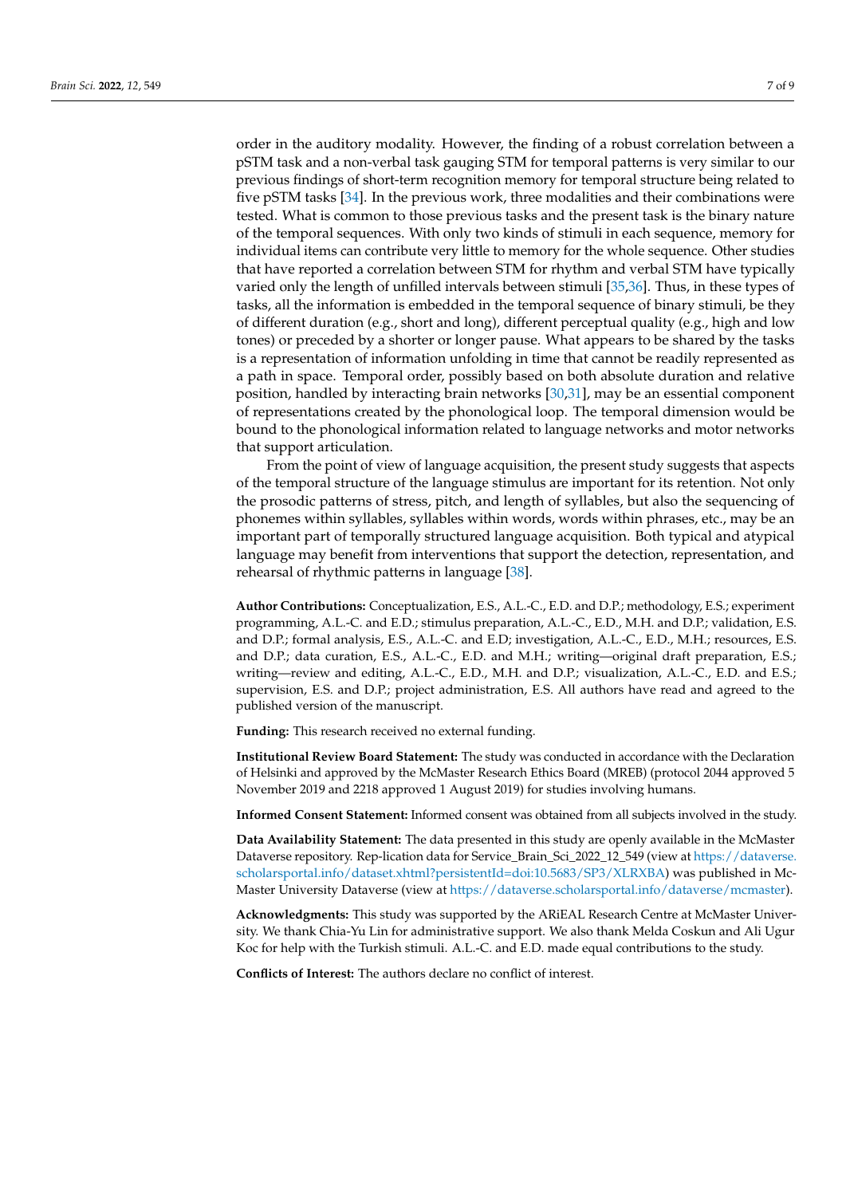order in the auditory modality. However, the finding of a robust correlation between a pSTM task and a non-verbal task gauging STM for temporal patterns is very similar to our previous findings of short-term recognition memory for temporal structure being related to five pSTM tasks [34]. In the previous work, three modalities and their combinations were tested. What is common to those previous tasks and the present task is the binary nature of the temporal sequences. With only two kinds of stimuli in each sequence, memory for individual items can contribute very little to memory for the whole sequence. Other studies that have reported a correlation between STM for rhythm and verbal STM have typically varied only the length of unfilled intervals between stimuli [35,36]. Thus, in these types of tasks, all the information is embedded in the temporal sequence of binary stimuli, be they of different duration (e.g., short and long), different perceptual quality (e.g., high and low tones) or preceded by a shorter or longer pause. What appears to be shared by the tasks is a representation of information unfolding in time that cannot be readily represented as a path in space. Temporal order, possibly based on both absolute duration and relative position, handled by interacting brain networks [30,31], may be an essential component of representations created by the phonological loop. The temporal dimension would be bound to the phonological information related to language networks and motor networks that support articulation.

From the point of view of language acquisition, the present study suggests that aspects of the temporal structure of the language stimulus are important for its retention. Not only the prosodic patterns of stress, pitch, and length of syllables, but also the sequencing of phonemes within syllables, syllables within words, words within phrases, etc., may be an important part of temporally structured language acquisition. Both typical and atypical language may benefit from interventions that support the detection, representation, and rehearsal of rhythmic patterns in language [38].

**Author Contributions:** Conceptualization, E.S., A.L.-C., E.D. and D.P.; methodology, E.S.; experiment programming, A.L.-C. and E.D.; stimulus preparation, A.L.-C., E.D., M.H. and D.P.; validation, E.S. and D.P.; formal analysis, E.S., A.L.-C. and E.D; investigation, A.L.-C., E.D., M.H.; resources, E.S. and D.P.; data curation, E.S., A.L.-C., E.D. and M.H.; writing—original draft preparation, E.S.; writing—review and editing, A.L.-C., E.D., M.H. and D.P.; visualization, A.L.-C., E.D. and E.S.; supervision, E.S. and D.P.; project administration, E.S. All authors have read and agreed to the published version of the manuscript.

**Funding:** This research received no external funding.

**Institutional Review Board Statement:** The study was conducted in accordance with the Declaration of Helsinki and approved by the McMaster Research Ethics Board (MREB) (protocol 2044 approved 5 November 2019 and 2218 approved 1 August 2019) for studies involving humans.

**Informed Consent Statement:** Informed consent was obtained from all subjects involved in the study.

**Data Availability Statement:** The data presented in this study are openly available in the McMaster Dataverse repository. Rep-lication data for Service_Brain_Sci_2022_12_549 (view at https://dataverse.scholarsportal.info/dataset.xhtml?persistentId=doi:10.5683/SP3/XLRXBA) was published in McMaster University Dataverse (view at https://dataverse.scholarsportal.info/dataverse/mcmaster).

**Acknowledgments:** This study was supported by the ARiEAL Research Centre at McMaster University. We thank Chia-Yu Lin for administrative support. We also thank Melda Coskun and Ali Ugur Koc for help with the Turkish stimuli. A.L.-C. and E.D. made equal contributions to the study.

**Conflicts of Interest:** The authors declare no conflict of interest.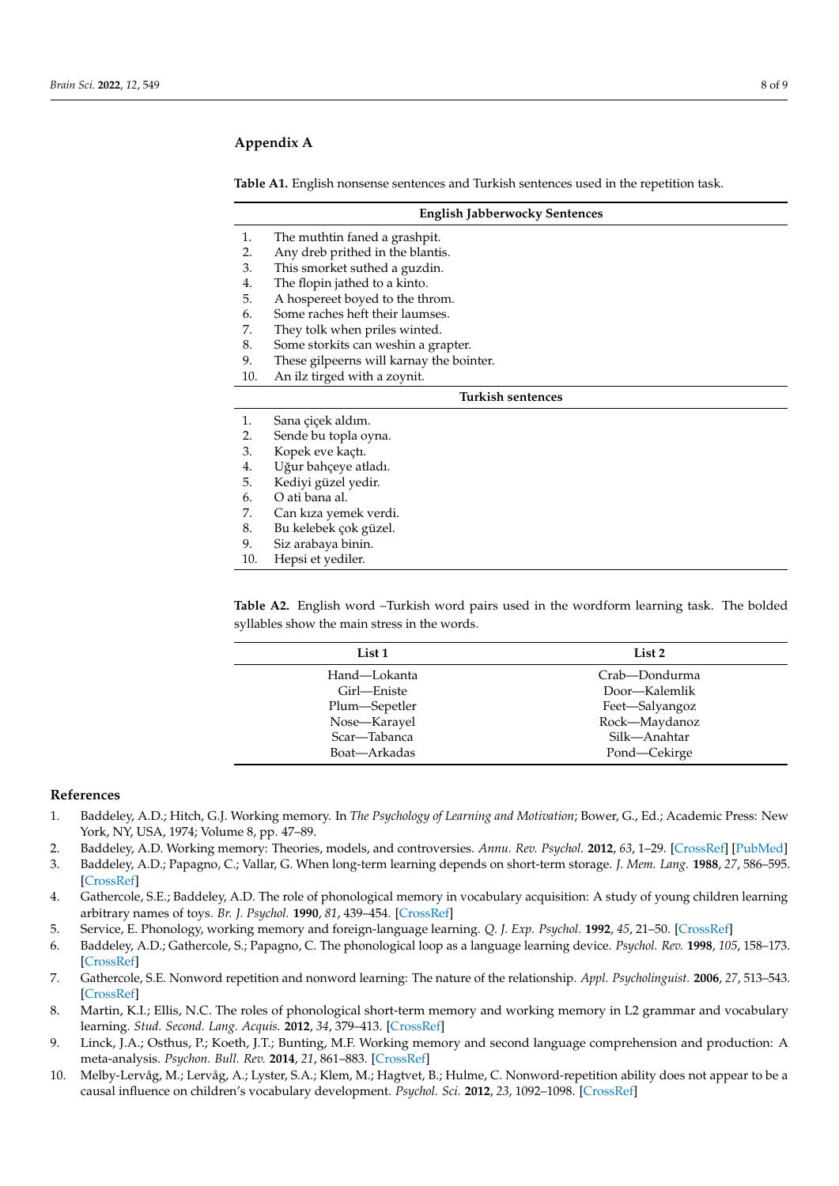## Appendix A

**Table A1.** English nonsense sentences and Turkish sentences used in the repetition task.

| | English Jabberwocky Sentences |
|---|---|
| 1. | The muthtin faned a grashpit. |
| 2. | Any dreb prithed in the blantis. |
| 3. | This smorket suthed a guzdin. |
| 4. | The flopin jathed to a kinto. |
| 5. | A hospereet boyed to the throm. |
| 6. | Some raches heft their laumses. |
| 7. | They tolk when priles winted. |
| 8. | Some storkits can weshin a grapter. |
| 9. | These gilpeerns will karnay the bointer. |
| 10. | An ilz tirged with a zoynit. |
| | **Turkish sentences** |
| 1. | Sana çiçek aldım. |
| 2. | Sende bu topla oyna. |
| 3. | Kopek eve kaçtı. |
| 4. | Uğur bahçeye atladı. |
| 5. | Kediyi güzel yedir. |
| 6. | O ati bana al. |
| 7. | Can kıza yemek verdi. |
| 8. | Bu kelebek çok güzel. |
| 9. | Siz arabaya binin. |
| 10. | Hepsi et yediler. |

**Table A2.** English word –Turkish word pairs used in the wordform learning task. The bolded syllables show the main stress in the words.

| List 1 | List 2 |
|---|---|
| Hand—Lokanta | Crab—Dondurma |
| Girl—Eniste | Door—Kalemlik |
| Plum—Sepetler | Feet—Salyangoz |
| Nose—Karayel | Rock—Maydanoz |
| Scar—Tabanca | Silk—Anahtar |
| Boat—Arkadas | Pond—Cekirge |

## References

1. Baddeley, A.D.; Hitch, G.J. Working memory. In *The Psychology of Learning and Motivation*; Bower, G., Ed.; Academic Press: New York, NY, USA, 1974; Volume 8, pp. 47–89.
2. Baddeley, A.D. Working memory: Theories, models, and controversies. *Annu. Rev. Psychol.* **2012**, *63*, 1–29. [CrossRef] [PubMed]
3. Baddeley, A.D.; Papagno, C.; Vallar, G. When long-term learning depends on short-term storage. *J. Mem. Lang.* **1988**, *27*, 586–595. [CrossRef]
4. Gathercole, S.E.; Baddeley, A.D. The role of phonological memory in vocabulary acquisition: A study of young children learning arbitrary names of toys. *Br. J. Psychol.* **1990**, *81*, 439–454. [CrossRef]
5. Service, E. Phonology, working memory and foreign-language learning. *Q. J. Exp. Psychol.* **1992**, *45*, 21–50. [CrossRef]
6. Baddeley, A.D.; Gathercole, S.; Papagno, C. The phonological loop as a language learning device. *Psychol. Rev.* **1998**, *105*, 158–173. [CrossRef]
7. Gathercole, S.E. Nonword repetition and nonword learning: The nature of the relationship. *Appl. Psycholinguist.* **2006**, *27*, 513–543. [CrossRef]
8. Martin, K.I.; Ellis, N.C. The roles of phonological short-term memory and working memory in L2 grammar and vocabulary learning. *Stud. Second. Lang. Acquis.* **2012**, *34*, 379–413. [CrossRef]
9. Linck, J.A.; Osthus, P.; Koeth, J.T.; Bunting, M.F. Working memory and second language comprehension and production: A meta-analysis. *Psychon. Bull. Rev.* **2014**, *21*, 861–883. [CrossRef]
10. Melby-Lervåg, M.; Lervåg, A.; Lyster, S.A.; Klem, M.; Hagtvet, B.; Hulme, C. Nonword-repetition ability does not appear to be a causal influence on children's vocabulary development. *Psychol. Sci.* **2012**, *23*, 1092–1098. [CrossRef]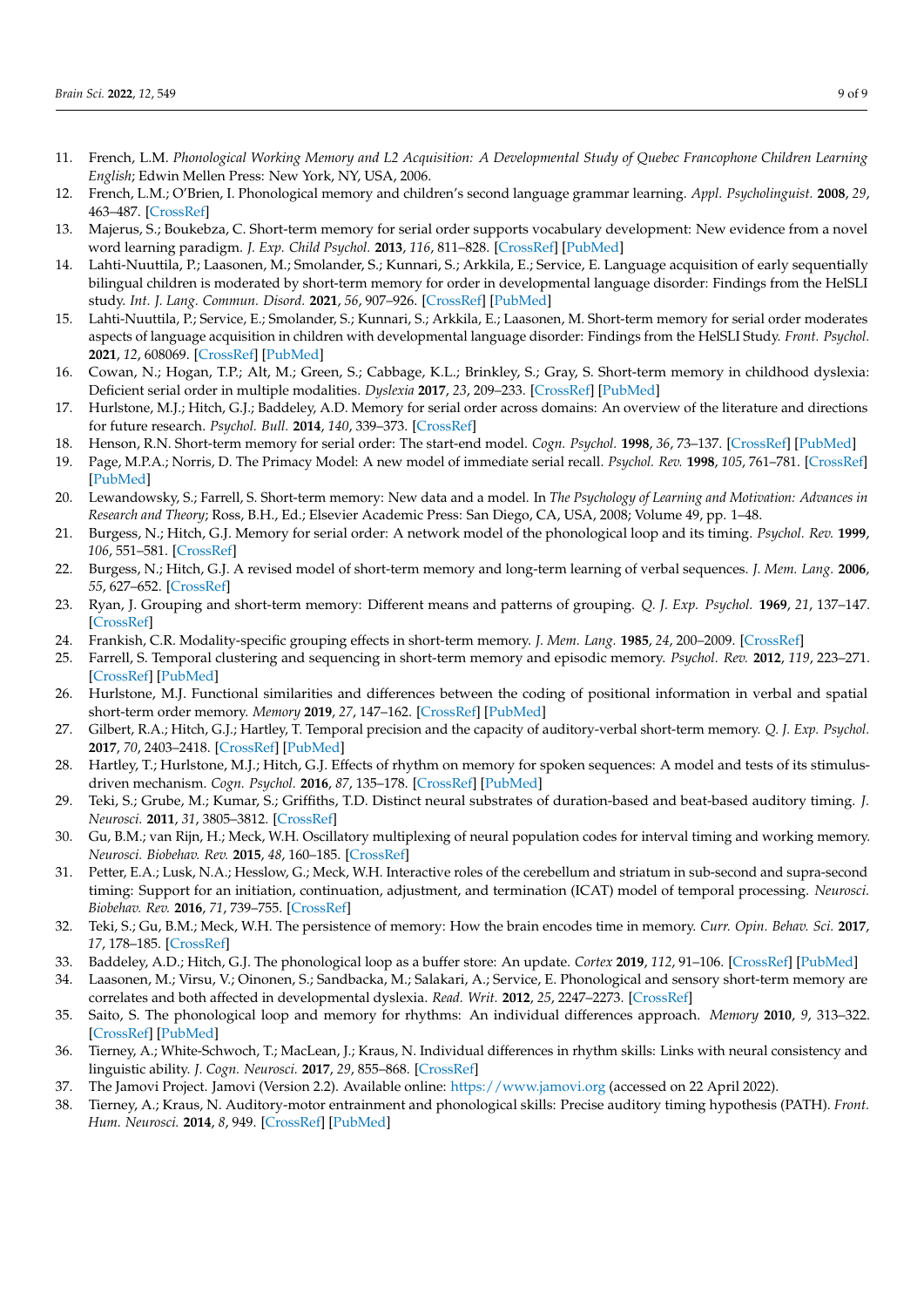11. French, L.M. *Phonological Working Memory and L2 Acquisition: A Developmental Study of Quebec Francophone Children Learning English*; Edwin Mellen Press: New York, NY, USA, 2006.
12. French, L.M.; O'Brien, I. Phonological memory and children's second language grammar learning. *Appl. Psycholinguist.* **2008**, *29*, 463–487. [CrossRef]
13. Majerus, S.; Boukebza, C. Short-term memory for serial order supports vocabulary development: New evidence from a novel word learning paradigm. *J. Exp. Child Psychol.* **2013**, *116*, 811–828. [CrossRef] [PubMed]
14. Lahti-Nuuttila, P.; Laasonen, M.; Smolander, S.; Kunnari, S.; Arkkila, E.; Service, E. Language acquisition of early sequentially bilingual children is moderated by short-term memory for order in developmental language disorder: Findings from the HelSLI study. *Int. J. Lang. Commun. Disord.* **2021**, *56*, 907–926. [CrossRef] [PubMed]
15. Lahti-Nuuttila, P.; Service, E.; Smolander, S.; Kunnari, S.; Arkkila, E.; Laasonen, M. Short-term memory for serial order moderates aspects of language acquisition in children with developmental language disorder: Findings from the HelSLI Study. *Front. Psychol.* **2021**, *12*, 608069. [CrossRef] [PubMed]
16. Cowan, N.; Hogan, T.P.; Alt, M.; Green, S.; Cabbage, K.L.; Brinkley, S.; Gray, S. Short-term memory in childhood dyslexia: Deficient serial order in multiple modalities. *Dyslexia* **2017**, *23*, 209–233. [CrossRef] [PubMed]
17. Hurlstone, M.J.; Hitch, G.J.; Baddeley, A.D. Memory for serial order across domains: An overview of the literature and directions for future research. *Psychol. Bull.* **2014**, *140*, 339–373. [CrossRef]
18. Henson, R.N. Short-term memory for serial order: The start-end model. *Cogn. Psychol.* **1998**, *36*, 73–137. [CrossRef] [PubMed]
19. Page, M.P.A.; Norris, D. The Primacy Model: A new model of immediate serial recall. *Psychol. Rev.* **1998**, *105*, 761–781. [CrossRef] [PubMed]
20. Lewandowsky, S.; Farrell, S. Short-term memory: New data and a model. In *The Psychology of Learning and Motivation: Advances in Research and Theory*; Ross, B.H., Ed.; Elsevier Academic Press: San Diego, CA, USA, 2008; Volume 49, pp. 1–48.
21. Burgess, N.; Hitch, G.J. Memory for serial order: A network model of the phonological loop and its timing. *Psychol. Rev.* **1999**, *106*, 551–581. [CrossRef]
22. Burgess, N.; Hitch, G.J. A revised model of short-term memory and long-term learning of verbal sequences. *J. Mem. Lang.* **2006**, *55*, 627–652. [CrossRef]
23. Ryan, J. Grouping and short-term memory: Different means and patterns of grouping. *Q. J. Exp. Psychol.* **1969**, *21*, 137–147. [CrossRef]
24. Frankish, C.R. Modality-specific grouping effects in short-term memory. *J. Mem. Lang.* **1985**, *24*, 200–2009. [CrossRef]
25. Farrell, S. Temporal clustering and sequencing in short-term memory and episodic memory. *Psychol. Rev.* **2012**, *119*, 223–271. [CrossRef] [PubMed]
26. Hurlstone, M.J. Functional similarities and differences between the coding of positional information in verbal and spatial short-term order memory. *Memory* **2019**, *27*, 147–162. [CrossRef] [PubMed]
27. Gilbert, R.A.; Hitch, G.J.; Hartley, T. Temporal precision and the capacity of auditory-verbal short-term memory. *Q. J. Exp. Psychol.* **2017**, *70*, 2403–2418. [CrossRef] [PubMed]
28. Hartley, T.; Hurlstone, M.J.; Hitch, G.J. Effects of rhythm on memory for spoken sequences: A model and tests of its stimulus-driven mechanism. *Cogn. Psychol.* **2016**, *87*, 135–178. [CrossRef] [PubMed]
29. Teki, S.; Grube, M.; Kumar, S.; Griffiths, T.D. Distinct neural substrates of duration-based and beat-based auditory timing. *J. Neurosci.* **2011**, *31*, 3805–3812. [CrossRef]
30. Gu, B.M.; van Rijn, H.; Meck, W.H. Oscillatory multiplexing of neural population codes for interval timing and working memory. *Neurosci. Biobehav. Rev.* **2015**, *48*, 160–185. [CrossRef]
31. Petter, E.A.; Lusk, N.A.; Hesslow, G.; Meck, W.H. Interactive roles of the cerebellum and striatum in sub-second and supra-second timing: Support for an initiation, continuation, adjustment, and termination (ICAT) model of temporal processing. *Neurosci. Biobehav. Rev.* **2016**, *71*, 739–755. [CrossRef]
32. Teki, S.; Gu, B.M.; Meck, W.H. The persistence of memory: How the brain encodes time in memory. *Curr. Opin. Behav. Sci.* **2017**, *17*, 178–185. [CrossRef]
33. Baddeley, A.D.; Hitch, G.J. The phonological loop as a buffer store: An update. *Cortex* **2019**, *112*, 91–106. [CrossRef] [PubMed]
34. Laasonen, M.; Virsu, V.; Oinonen, S.; Sandbacka, M.; Salakari, A.; Service, E. Phonological and sensory short-term memory are correlates and both affected in developmental dyslexia. *Read. Writ.* **2012**, *25*, 2247–2273. [CrossRef]
35. Saito, S. The phonological loop and memory for rhythms: An individual differences approach. *Memory* **2010**, *9*, 313–322. [CrossRef] [PubMed]
36. Tierney, A.; White-Schwoch, T.; MacLean, J.; Kraus, N. Individual differences in rhythm skills: Links with neural consistency and linguistic ability. *J. Cogn. Neurosci.* **2017**, *29*, 855–868. [CrossRef]
37. The Jamovi Project. Jamovi (Version 2.2). Available online: https://www.jamovi.org (accessed on 22 April 2022).
38. Tierney, A.; Kraus, N. Auditory-motor entrainment and phonological skills: Precise auditory timing hypothesis (PATH). *Front. Hum. Neurosci.* **2014**, *8*, 949. [CrossRef] [PubMed]